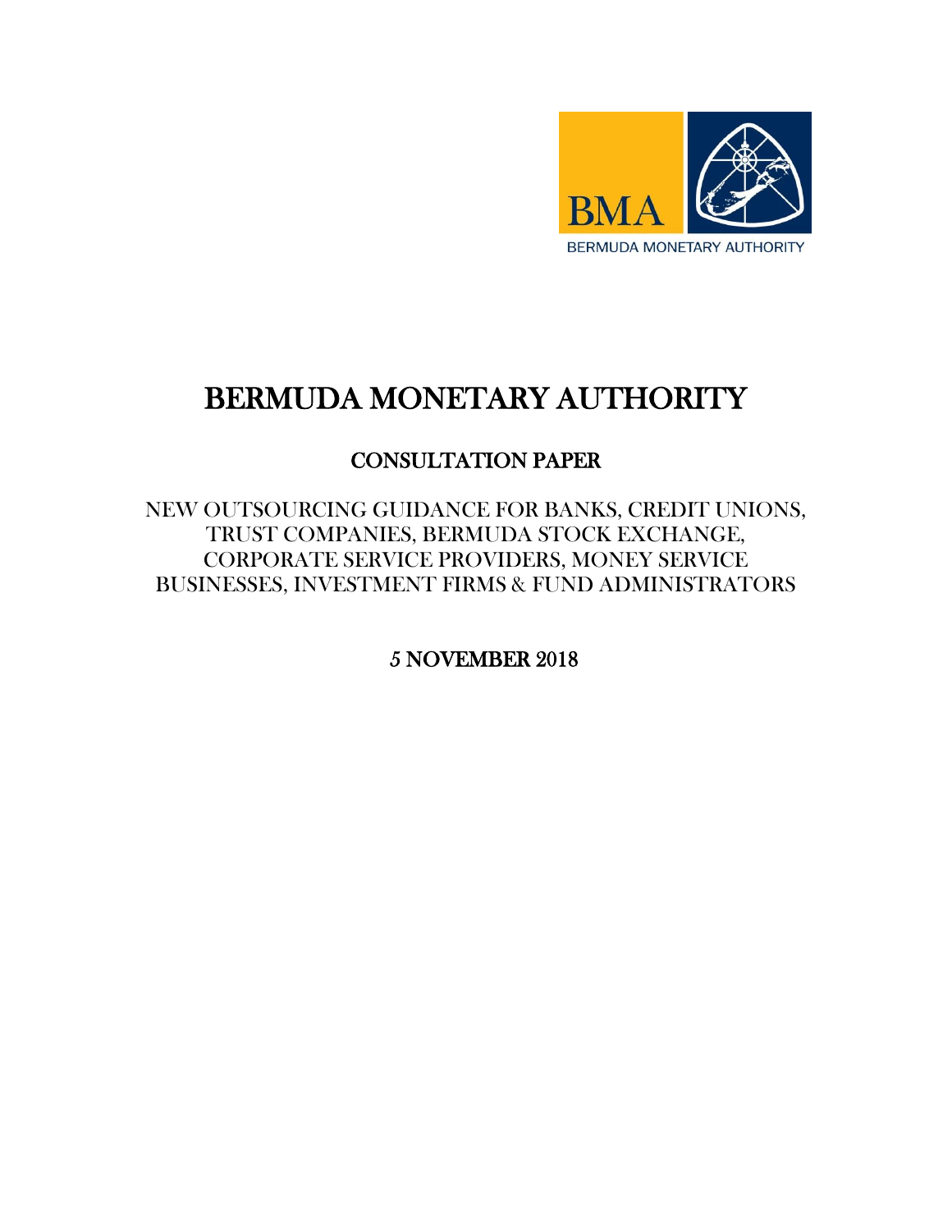BMA

BERMUDA MONETARY AUTHORITY

# BERMUDA MONETARY AUTHORITY

## CONSULTATION PAPER

NEW OUTSOURCING GUIDANCE FOR BANKS, CREDIT UNIONS, TRUST COMPANIES, BERMUDA STOCK EXCHANGE, CORPORATE SERVICE PROVIDERS, MONEY SERVICE BUSINESSES, INVESTMENT FIRMS & FUND ADMINISTRATORS

5 NOVEMBER 2018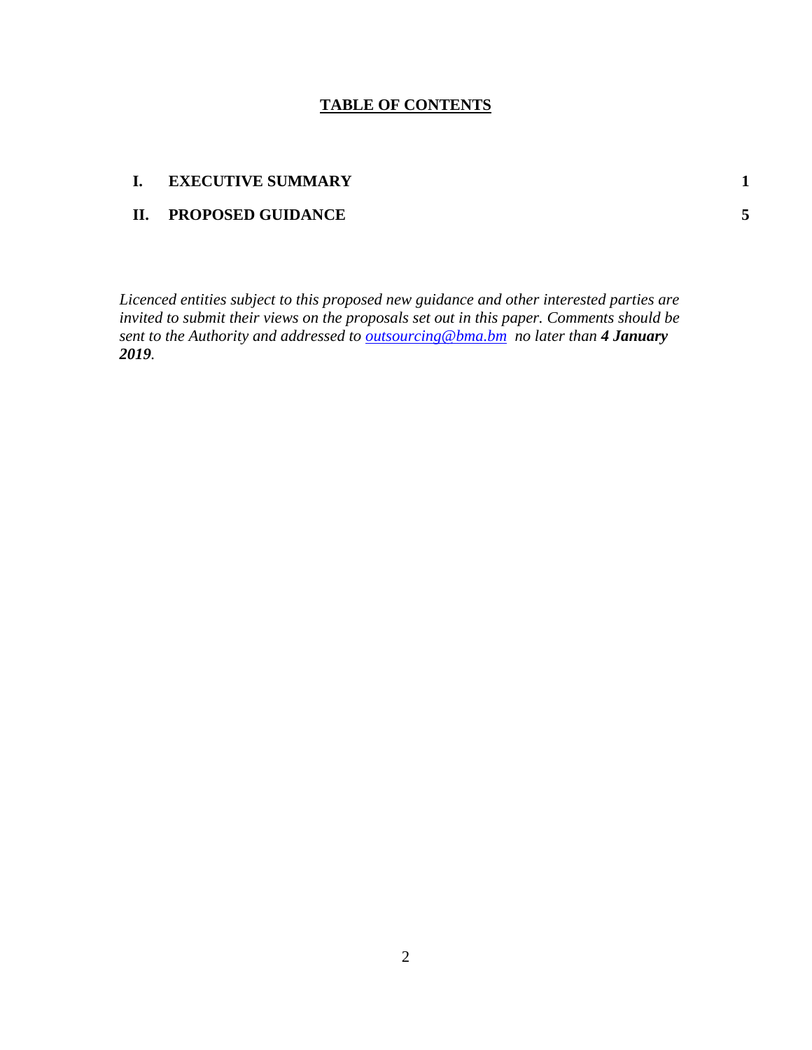## TABLE OF CONTENTS

| | | |
|---|---|---|
| **I.** | **EXECUTIVE SUMMARY** | **1** |
| **II.** | **PROPOSED GUIDANCE** | **5** |

*Licenced entities subject to this proposed new guidance and other interested parties are invited to submit their views on the proposals set out in this paper. Comments should be sent to the Authority and addressed to [outsourcing@bma.bm](mailto:outsourcing@bma.bm) no later than* ***4 January 2019****.*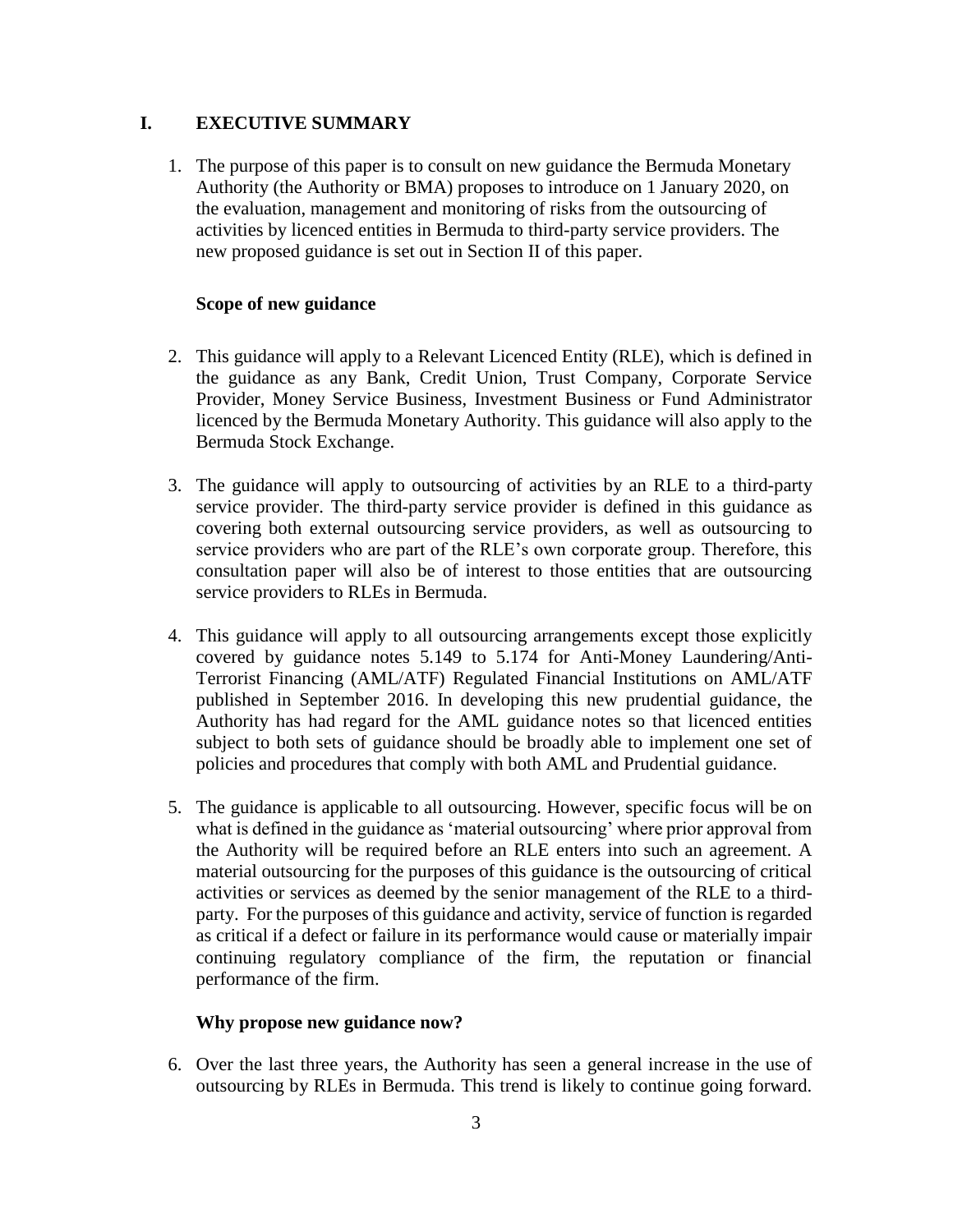## I. EXECUTIVE SUMMARY

1. The purpose of this paper is to consult on new guidance the Bermuda Monetary Authority (the Authority or BMA) proposes to introduce on 1 January 2020, on the evaluation, management and monitoring of risks from the outsourcing of activities by licenced entities in Bermuda to third-party service providers. The new proposed guidance is set out in Section II of this paper.

### Scope of new guidance

2. This guidance will apply to a Relevant Licenced Entity (RLE), which is defined in the guidance as any Bank, Credit Union, Trust Company, Corporate Service Provider, Money Service Business, Investment Business or Fund Administrator licenced by the Bermuda Monetary Authority. This guidance will also apply to the Bermuda Stock Exchange.

3. The guidance will apply to outsourcing of activities by an RLE to a third-party service provider. The third-party service provider is defined in this guidance as covering both external outsourcing service providers, as well as outsourcing to service providers who are part of the RLE's own corporate group. Therefore, this consultation paper will also be of interest to those entities that are outsourcing service providers to RLEs in Bermuda.

4. This guidance will apply to all outsourcing arrangements except those explicitly covered by guidance notes 5.149 to 5.174 for Anti-Money Laundering/Anti-Terrorist Financing (AML/ATF) Regulated Financial Institutions on AML/ATF published in September 2016. In developing this new prudential guidance, the Authority has had regard for the AML guidance notes so that licenced entities subject to both sets of guidance should be broadly able to implement one set of policies and procedures that comply with both AML and Prudential guidance.

5. The guidance is applicable to all outsourcing. However, specific focus will be on what is defined in the guidance as 'material outsourcing' where prior approval from the Authority will be required before an RLE enters into such an agreement. A material outsourcing for the purposes of this guidance is the outsourcing of critical activities or services as deemed by the senior management of the RLE to a third-party. For the purposes of this guidance and activity, service of function is regarded as critical if a defect or failure in its performance would cause or materially impair continuing regulatory compliance of the firm, the reputation or financial performance of the firm.

### Why propose new guidance now?

6. Over the last three years, the Authority has seen a general increase in the use of outsourcing by RLEs in Bermuda. This trend is likely to continue going forward.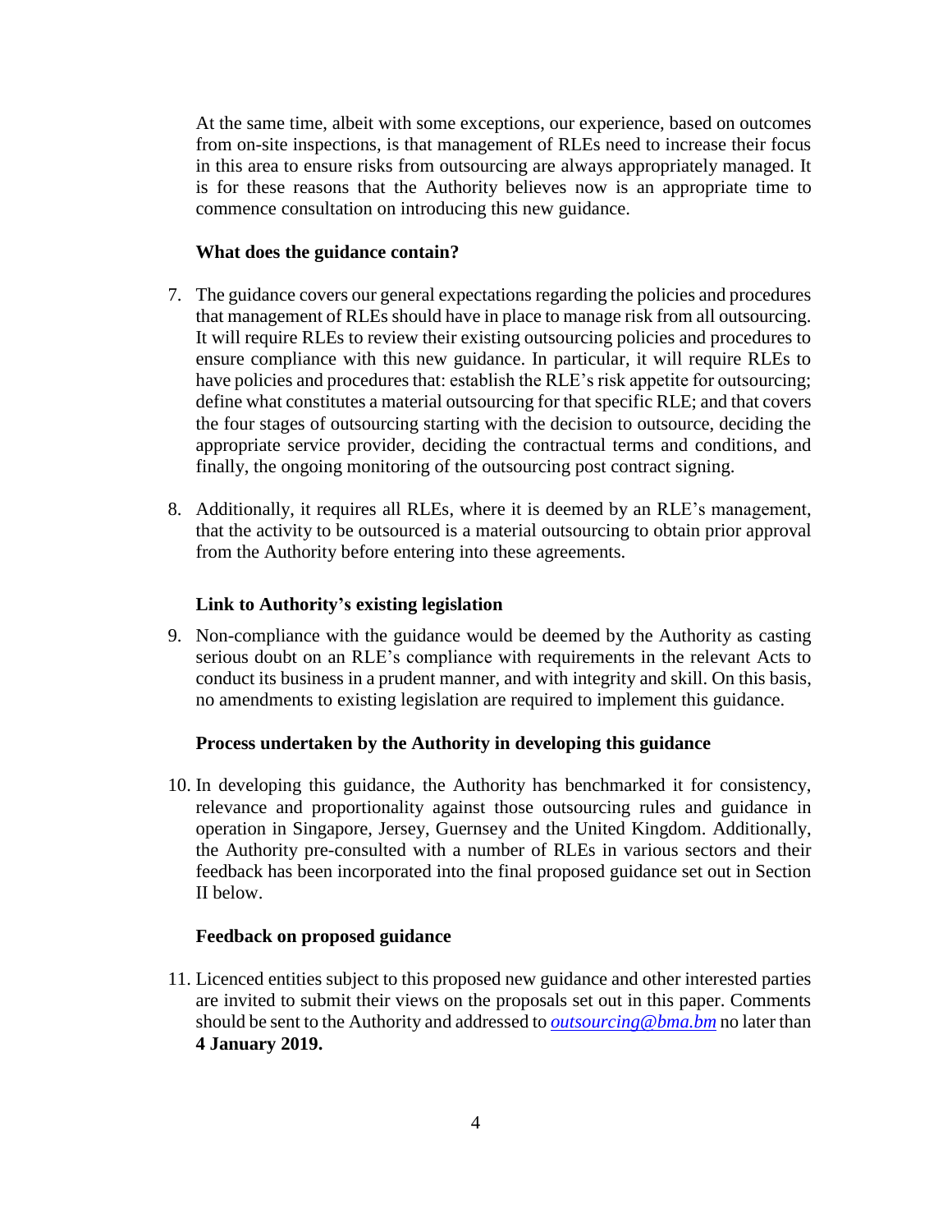At the same time, albeit with some exceptions, our experience, based on outcomes from on-site inspections, is that management of RLEs need to increase their focus in this area to ensure risks from outsourcing are always appropriately managed. It is for these reasons that the Authority believes now is an appropriate time to commence consultation on introducing this new guidance.

### What does the guidance contain?

7. The guidance covers our general expectations regarding the policies and procedures that management of RLEs should have in place to manage risk from all outsourcing. It will require RLEs to review their existing outsourcing policies and procedures to ensure compliance with this new guidance. In particular, it will require RLEs to have policies and procedures that: establish the RLE's risk appetite for outsourcing; define what constitutes a material outsourcing for that specific RLE; and that covers the four stages of outsourcing starting with the decision to outsource, deciding the appropriate service provider, deciding the contractual terms and conditions, and finally, the ongoing monitoring of the outsourcing post contract signing.

8. Additionally, it requires all RLEs, where it is deemed by an RLE's management, that the activity to be outsourced is a material outsourcing to obtain prior approval from the Authority before entering into these agreements.

### Link to Authority's existing legislation

9. Non-compliance with the guidance would be deemed by the Authority as casting serious doubt on an RLE's compliance with requirements in the relevant Acts to conduct its business in a prudent manner, and with integrity and skill. On this basis, no amendments to existing legislation are required to implement this guidance.

### Process undertaken by the Authority in developing this guidance

10. In developing this guidance, the Authority has benchmarked it for consistency, relevance and proportionality against those outsourcing rules and guidance in operation in Singapore, Jersey, Guernsey and the United Kingdom. Additionally, the Authority pre-consulted with a number of RLEs in various sectors and their feedback has been incorporated into the final proposed guidance set out in Section II below.

### Feedback on proposed guidance

11. Licenced entities subject to this proposed new guidance and other interested parties are invited to submit their views on the proposals set out in this paper. Comments should be sent to the Authority and addressed to *outsourcing@bma.bm* no later than **4 January 2019.**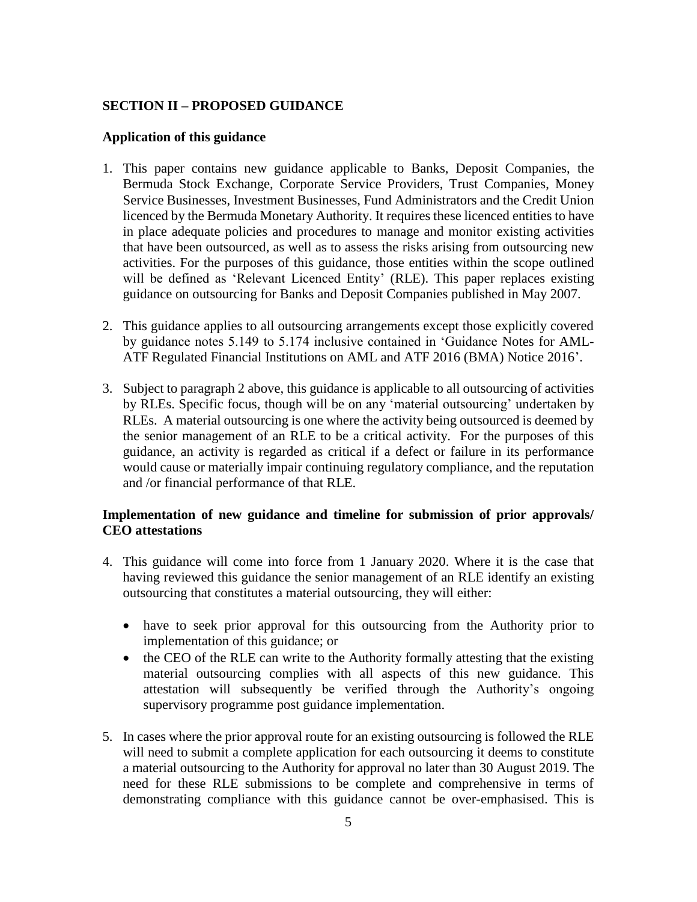## SECTION II – PROPOSED GUIDANCE

### Application of this guidance

1. This paper contains new guidance applicable to Banks, Deposit Companies, the Bermuda Stock Exchange, Corporate Service Providers, Trust Companies, Money Service Businesses, Investment Businesses, Fund Administrators and the Credit Union licenced by the Bermuda Monetary Authority. It requires these licenced entities to have in place adequate policies and procedures to manage and monitor existing activities that have been outsourced, as well as to assess the risks arising from outsourcing new activities. For the purposes of this guidance, those entities within the scope outlined will be defined as 'Relevant Licenced Entity' (RLE). This paper replaces existing guidance on outsourcing for Banks and Deposit Companies published in May 2007.

2. This guidance applies to all outsourcing arrangements except those explicitly covered by guidance notes 5.149 to 5.174 inclusive contained in 'Guidance Notes for AML-ATF Regulated Financial Institutions on AML and ATF 2016 (BMA) Notice 2016'.

3. Subject to paragraph 2 above, this guidance is applicable to all outsourcing of activities by RLEs. Specific focus, though will be on any 'material outsourcing' undertaken by RLEs. A material outsourcing is one where the activity being outsourced is deemed by the senior management of an RLE to be a critical activity. For the purposes of this guidance, an activity is regarded as critical if a defect or failure in its performance would cause or materially impair continuing regulatory compliance, and the reputation and /or financial performance of that RLE.

### Implementation of new guidance and timeline for submission of prior approvals/ CEO attestations

4. This guidance will come into force from 1 January 2020. Where it is the case that having reviewed this guidance the senior management of an RLE identify an existing outsourcing that constitutes a material outsourcing, they will either:

   - have to seek prior approval for this outsourcing from the Authority prior to implementation of this guidance; or
   - the CEO of the RLE can write to the Authority formally attesting that the existing material outsourcing complies with all aspects of this new guidance. This attestation will subsequently be verified through the Authority's ongoing supervisory programme post guidance implementation.

5. In cases where the prior approval route for an existing outsourcing is followed the RLE will need to submit a complete application for each outsourcing it deems to constitute a material outsourcing to the Authority for approval no later than 30 August 2019. The need for these RLE submissions to be complete and comprehensive in terms of demonstrating compliance with this guidance cannot be over-emphasised. This is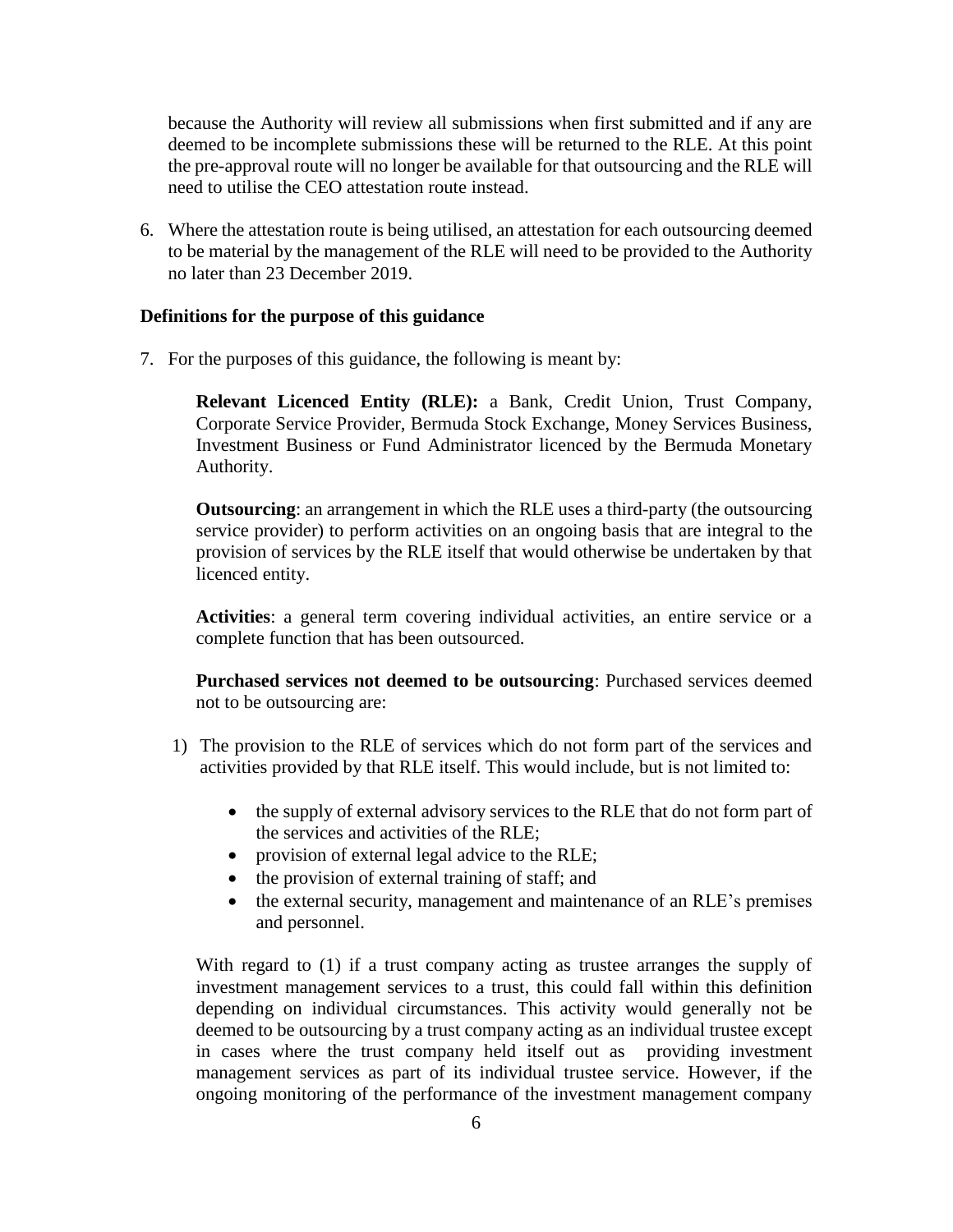because the Authority will review all submissions when first submitted and if any are deemed to be incomplete submissions these will be returned to the RLE. At this point the pre-approval route will no longer be available for that outsourcing and the RLE will need to utilise the CEO attestation route instead.

6. Where the attestation route is being utilised, an attestation for each outsourcing deemed to be material by the management of the RLE will need to be provided to the Authority no later than 23 December 2019.

### Definitions for the purpose of this guidance

7. For the purposes of this guidance, the following is meant by:

   **Relevant Licenced Entity (RLE):** a Bank, Credit Union, Trust Company, Corporate Service Provider, Bermuda Stock Exchange, Money Services Business, Investment Business or Fund Administrator licenced by the Bermuda Monetary Authority.

   **Outsourcing**: an arrangement in which the RLE uses a third-party (the outsourcing service provider) to perform activities on an ongoing basis that are integral to the provision of services by the RLE itself that would otherwise be undertaken by that licenced entity.

   **Activities**: a general term covering individual activities, an entire service or a complete function that has been outsourced.

   **Purchased services not deemed to be outsourcing**: Purchased services deemed not to be outsourcing are:

   1) The provision to the RLE of services which do not form part of the services and activities provided by that RLE itself. This would include, but is not limited to:

      - the supply of external advisory services to the RLE that do not form part of the services and activities of the RLE;
      - provision of external legal advice to the RLE;
      - the provision of external training of staff; and
      - the external security, management and maintenance of an RLE's premises and personnel.

   With regard to (1) if a trust company acting as trustee arranges the supply of investment management services to a trust, this could fall within this definition depending on individual circumstances. This activity would generally not be deemed to be outsourcing by a trust company acting as an individual trustee except in cases where the trust company held itself out as providing investment management services as part of its individual trustee service. However, if the ongoing monitoring of the performance of the investment management company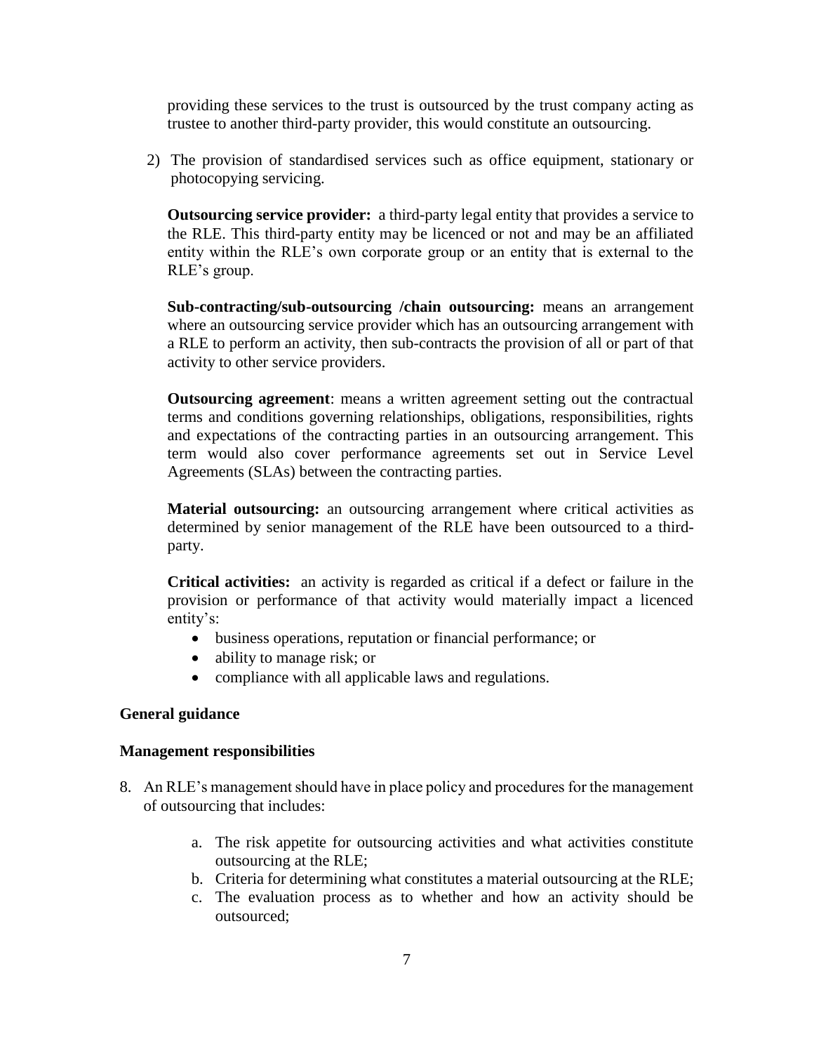providing these services to the trust is outsourced by the trust company acting as trustee to another third-party provider, this would constitute an outsourcing.

2) The provision of standardised services such as office equipment, stationary or photocopying servicing.

**Outsourcing service provider:** a third-party legal entity that provides a service to the RLE. This third-party entity may be licenced or not and may be an affiliated entity within the RLE's own corporate group or an entity that is external to the RLE's group.

**Sub-contracting/sub-outsourcing /chain outsourcing:** means an arrangement where an outsourcing service provider which has an outsourcing arrangement with a RLE to perform an activity, then sub-contracts the provision of all or part of that activity to other service providers.

**Outsourcing agreement**: means a written agreement setting out the contractual terms and conditions governing relationships, obligations, responsibilities, rights and expectations of the contracting parties in an outsourcing arrangement. This term would also cover performance agreements set out in Service Level Agreements (SLAs) between the contracting parties.

**Material outsourcing:** an outsourcing arrangement where critical activities as determined by senior management of the RLE have been outsourced to a third-party.

**Critical activities:** an activity is regarded as critical if a defect or failure in the provision or performance of that activity would materially impact a licenced entity's:

- business operations, reputation or financial performance; or
- ability to manage risk; or
- compliance with all applicable laws and regulations.

**General guidance**

**Management responsibilities**

8. An RLE's management should have in place policy and procedures for the management of outsourcing that includes:

   a. The risk appetite for outsourcing activities and what activities constitute outsourcing at the RLE;
   b. Criteria for determining what constitutes a material outsourcing at the RLE;
   c. The evaluation process as to whether and how an activity should be outsourced;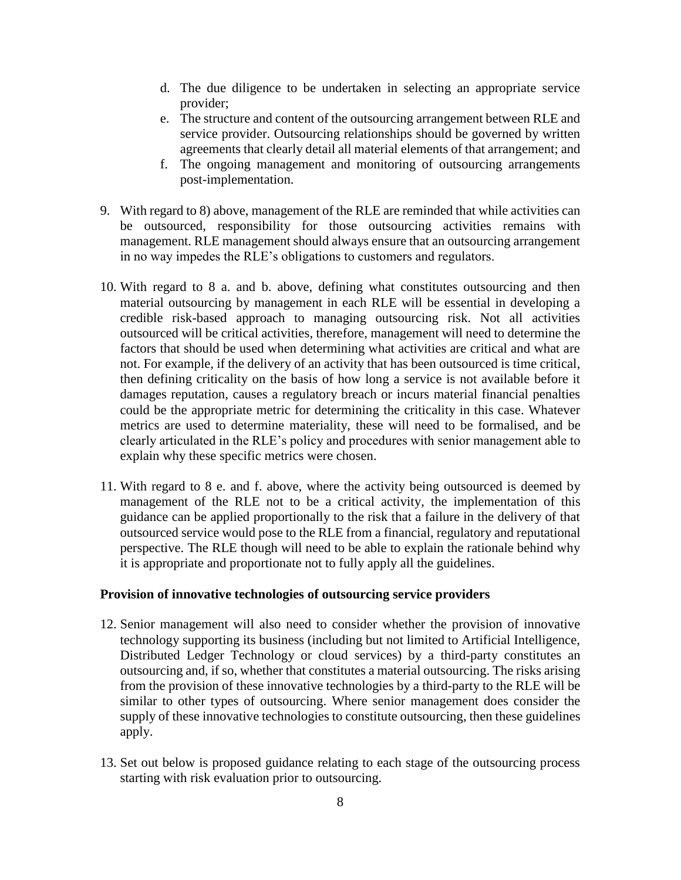d. The due diligence to be undertaken in selecting an appropriate service provider;
e. The structure and content of the outsourcing arrangement between RLE and service provider. Outsourcing relationships should be governed by written agreements that clearly detail all material elements of that arrangement; and
f. The ongoing management and monitoring of outsourcing arrangements post-implementation.

9. With regard to 8) above, management of the RLE are reminded that while activities can be outsourced, responsibility for those outsourcing activities remains with management. RLE management should always ensure that an outsourcing arrangement in no way impedes the RLE's obligations to customers and regulators.

10. With regard to 8 a. and b. above, defining what constitutes outsourcing and then material outsourcing by management in each RLE will be essential in developing a credible risk-based approach to managing outsourcing risk. Not all activities outsourced will be critical activities, therefore, management will need to determine the factors that should be used when determining what activities are critical and what are not. For example, if the delivery of an activity that has been outsourced is time critical, then defining criticality on the basis of how long a service is not available before it damages reputation, causes a regulatory breach or incurs material financial penalties could be the appropriate metric for determining the criticality in this case. Whatever metrics are used to determine materiality, these will need to be formalised, and be clearly articulated in the RLE's policy and procedures with senior management able to explain why these specific metrics were chosen.

11. With regard to 8 e. and f. above, where the activity being outsourced is deemed by management of the RLE not to be a critical activity, the implementation of this guidance can be applied proportionally to the risk that a failure in the delivery of that outsourced service would pose to the RLE from a financial, regulatory and reputational perspective. The RLE though will need to be able to explain the rationale behind why it is appropriate and proportionate not to fully apply all the guidelines.

**Provision of innovative technologies of outsourcing service providers**

12. Senior management will also need to consider whether the provision of innovative technology supporting its business (including but not limited to Artificial Intelligence, Distributed Ledger Technology or cloud services) by a third-party constitutes an outsourcing and, if so, whether that constitutes a material outsourcing. The risks arising from the provision of these innovative technologies by a third-party to the RLE will be similar to other types of outsourcing. Where senior management does consider the supply of these innovative technologies to constitute outsourcing, then these guidelines apply.

13. Set out below is proposed guidance relating to each stage of the outsourcing process starting with risk evaluation prior to outsourcing.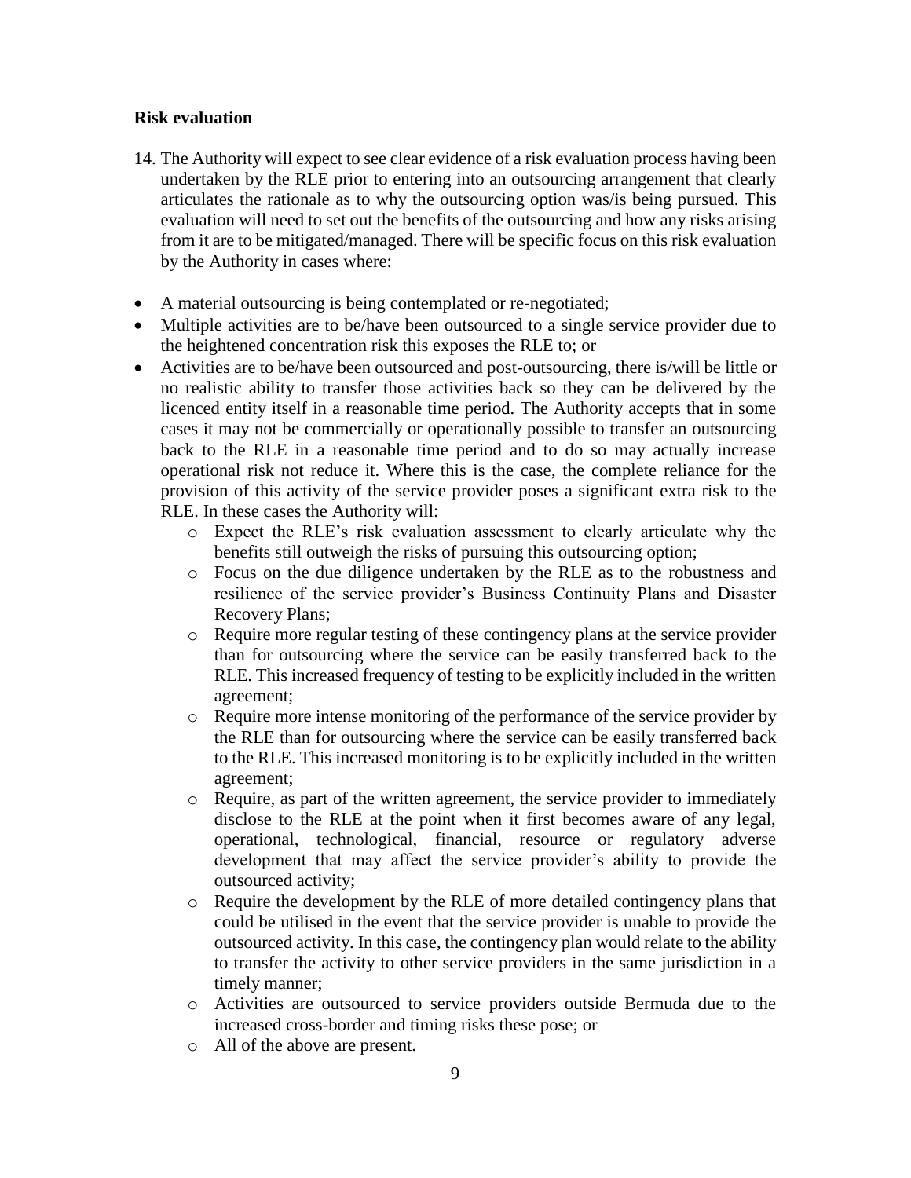## Risk evaluation

14. The Authority will expect to see clear evidence of a risk evaluation process having been undertaken by the RLE prior to entering into an outsourcing arrangement that clearly articulates the rationale as to why the outsourcing option was/is being pursued. This evaluation will need to set out the benefits of the outsourcing and how any risks arising from it are to be mitigated/managed. There will be specific focus on this risk evaluation by the Authority in cases where:

- A material outsourcing is being contemplated or re-negotiated;
- Multiple activities are to be/have been outsourced to a single service provider due to the heightened concentration risk this exposes the RLE to; or
- Activities are to be/have been outsourced and post-outsourcing, there is/will be little or no realistic ability to transfer those activities back so they can be delivered by the licenced entity itself in a reasonable time period. The Authority accepts that in some cases it may not be commercially or operationally possible to transfer an outsourcing back to the RLE in a reasonable time period and to do so may actually increase operational risk not reduce it. Where this is the case, the complete reliance for the provision of this activity of the service provider poses a significant extra risk to the RLE. In these cases the Authority will:
    - Expect the RLE's risk evaluation assessment to clearly articulate why the benefits still outweigh the risks of pursuing this outsourcing option;
    - Focus on the due diligence undertaken by the RLE as to the robustness and resilience of the service provider's Business Continuity Plans and Disaster Recovery Plans;
    - Require more regular testing of these contingency plans at the service provider than for outsourcing where the service can be easily transferred back to the RLE. This increased frequency of testing to be explicitly included in the written agreement;
    - Require more intense monitoring of the performance of the service provider by the RLE than for outsourcing where the service can be easily transferred back to the RLE. This increased monitoring is to be explicitly included in the written agreement;
    - Require, as part of the written agreement, the service provider to immediately disclose to the RLE at the point when it first becomes aware of any legal, operational, technological, financial, resource or regulatory adverse development that may affect the service provider's ability to provide the outsourced activity;
    - Require the development by the RLE of more detailed contingency plans that could be utilised in the event that the service provider is unable to provide the outsourced activity. In this case, the contingency plan would relate to the ability to transfer the activity to other service providers in the same jurisdiction in a timely manner;
    - Activities are outsourced to service providers outside Bermuda due to the increased cross-border and timing risks these pose; or
    - All of the above are present.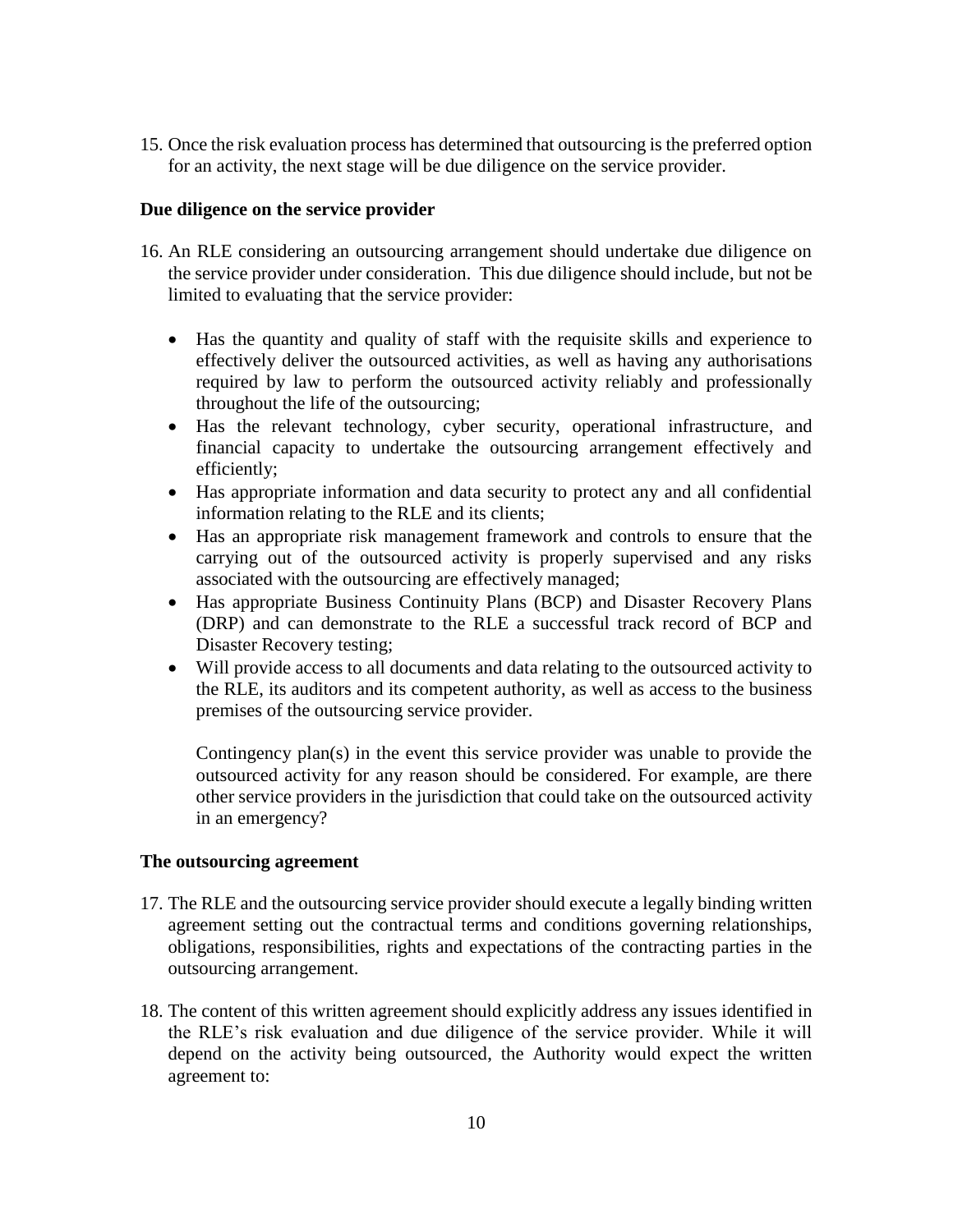15. Once the risk evaluation process has determined that outsourcing is the preferred option for an activity, the next stage will be due diligence on the service provider.

**Due diligence on the service provider**

16. An RLE considering an outsourcing arrangement should undertake due diligence on the service provider under consideration. This due diligence should include, but not be limited to evaluating that the service provider:

    - Has the quantity and quality of staff with the requisite skills and experience to effectively deliver the outsourced activities, as well as having any authorisations required by law to perform the outsourced activity reliably and professionally throughout the life of the outsourcing;
    - Has the relevant technology, cyber security, operational infrastructure, and financial capacity to undertake the outsourcing arrangement effectively and efficiently;
    - Has appropriate information and data security to protect any and all confidential information relating to the RLE and its clients;
    - Has an appropriate risk management framework and controls to ensure that the carrying out of the outsourced activity is properly supervised and any risks associated with the outsourcing are effectively managed;
    - Has appropriate Business Continuity Plans (BCP) and Disaster Recovery Plans (DRP) and can demonstrate to the RLE a successful track record of BCP and Disaster Recovery testing;
    - Will provide access to all documents and data relating to the outsourced activity to the RLE, its auditors and its competent authority, as well as access to the business premises of the outsourcing service provider.

    Contingency plan(s) in the event this service provider was unable to provide the outsourced activity for any reason should be considered. For example, are there other service providers in the jurisdiction that could take on the outsourced activity in an emergency?

**The outsourcing agreement**

17. The RLE and the outsourcing service provider should execute a legally binding written agreement setting out the contractual terms and conditions governing relationships, obligations, responsibilities, rights and expectations of the contracting parties in the outsourcing arrangement.

18. The content of this written agreement should explicitly address any issues identified in the RLE's risk evaluation and due diligence of the service provider. While it will depend on the activity being outsourced, the Authority would expect the written agreement to: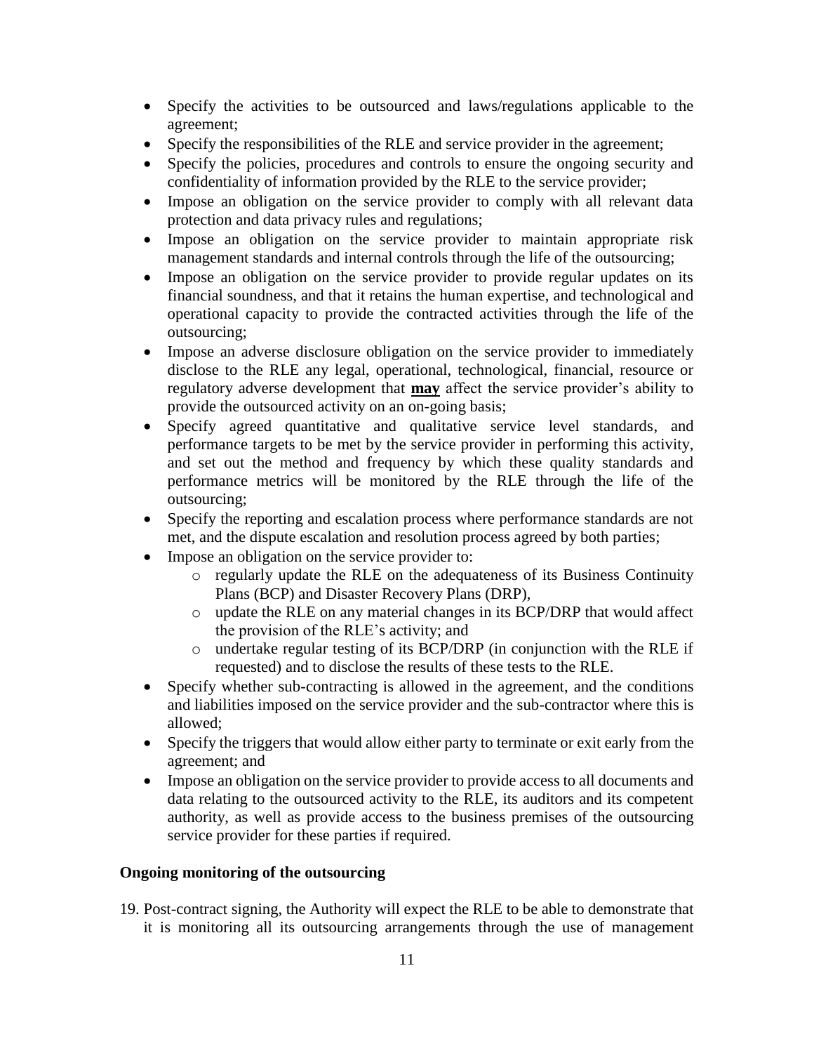- Specify the activities to be outsourced and laws/regulations applicable to the agreement;
- Specify the responsibilities of the RLE and service provider in the agreement;
- Specify the policies, procedures and controls to ensure the ongoing security and confidentiality of information provided by the RLE to the service provider;
- Impose an obligation on the service provider to comply with all relevant data protection and data privacy rules and regulations;
- Impose an obligation on the service provider to maintain appropriate risk management standards and internal controls through the life of the outsourcing;
- Impose an obligation on the service provider to provide regular updates on its financial soundness, and that it retains the human expertise, and technological and operational capacity to provide the contracted activities through the life of the outsourcing;
- Impose an adverse disclosure obligation on the service provider to immediately disclose to the RLE any legal, operational, technological, financial, resource or regulatory adverse development that **may** affect the service provider's ability to provide the outsourced activity on an on-going basis;
- Specify agreed quantitative and qualitative service level standards, and performance targets to be met by the service provider in performing this activity, and set out the method and frequency by which these quality standards and performance metrics will be monitored by the RLE through the life of the outsourcing;
- Specify the reporting and escalation process where performance standards are not met, and the dispute escalation and resolution process agreed by both parties;
- Impose an obligation on the service provider to:
    - regularly update the RLE on the adequateness of its Business Continuity Plans (BCP) and Disaster Recovery Plans (DRP),
    - update the RLE on any material changes in its BCP/DRP that would affect the provision of the RLE's activity; and
    - undertake regular testing of its BCP/DRP (in conjunction with the RLE if requested) and to disclose the results of these tests to the RLE.
- Specify whether sub-contracting is allowed in the agreement, and the conditions and liabilities imposed on the service provider and the sub-contractor where this is allowed;
- Specify the triggers that would allow either party to terminate or exit early from the agreement; and
- Impose an obligation on the service provider to provide access to all documents and data relating to the outsourced activity to the RLE, its auditors and its competent authority, as well as provide access to the business premises of the outsourcing service provider for these parties if required.

**Ongoing monitoring of the outsourcing**

19. Post-contract signing, the Authority will expect the RLE to be able to demonstrate that it is monitoring all its outsourcing arrangements through the use of management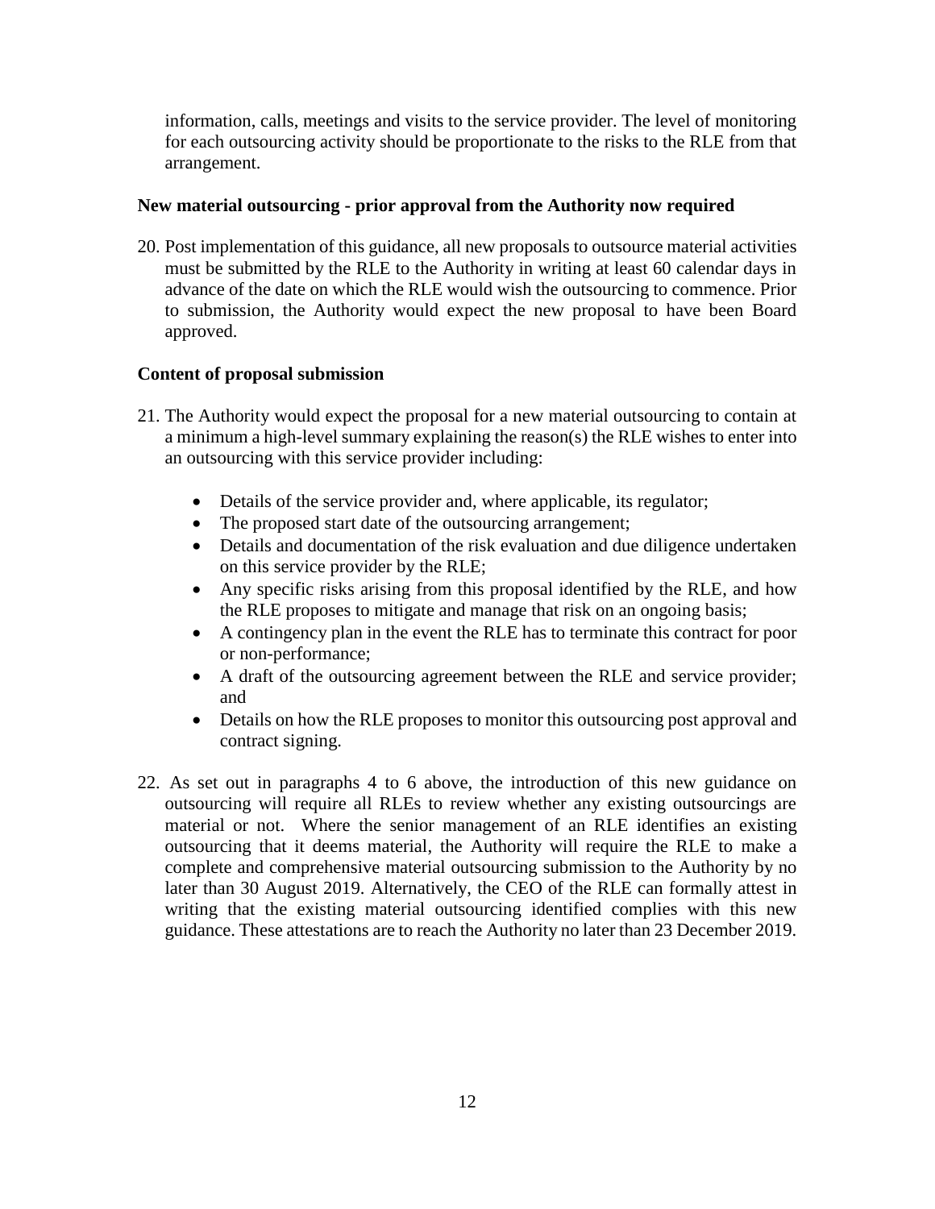information, calls, meetings and visits to the service provider. The level of monitoring for each outsourcing activity should be proportionate to the risks to the RLE from that arrangement.

**New material outsourcing - prior approval from the Authority now required**

20. Post implementation of this guidance, all new proposals to outsource material activities must be submitted by the RLE to the Authority in writing at least 60 calendar days in advance of the date on which the RLE would wish the outsourcing to commence. Prior to submission, the Authority would expect the new proposal to have been Board approved.

**Content of proposal submission**

21. The Authority would expect the proposal for a new material outsourcing to contain at a minimum a high-level summary explaining the reason(s) the RLE wishes to enter into an outsourcing with this service provider including:

    - Details of the service provider and, where applicable, its regulator;
    - The proposed start date of the outsourcing arrangement;
    - Details and documentation of the risk evaluation and due diligence undertaken on this service provider by the RLE;
    - Any specific risks arising from this proposal identified by the RLE, and how the RLE proposes to mitigate and manage that risk on an ongoing basis;
    - A contingency plan in the event the RLE has to terminate this contract for poor or non-performance;
    - A draft of the outsourcing agreement between the RLE and service provider; and
    - Details on how the RLE proposes to monitor this outsourcing post approval and contract signing.

22. As set out in paragraphs 4 to 6 above, the introduction of this new guidance on outsourcing will require all RLEs to review whether any existing outsourcings are material or not. Where the senior management of an RLE identifies an existing outsourcing that it deems material, the Authority will require the RLE to make a complete and comprehensive material outsourcing submission to the Authority by no later than 30 August 2019. Alternatively, the CEO of the RLE can formally attest in writing that the existing material outsourcing identified complies with this new guidance. These attestations are to reach the Authority no later than 23 December 2019.